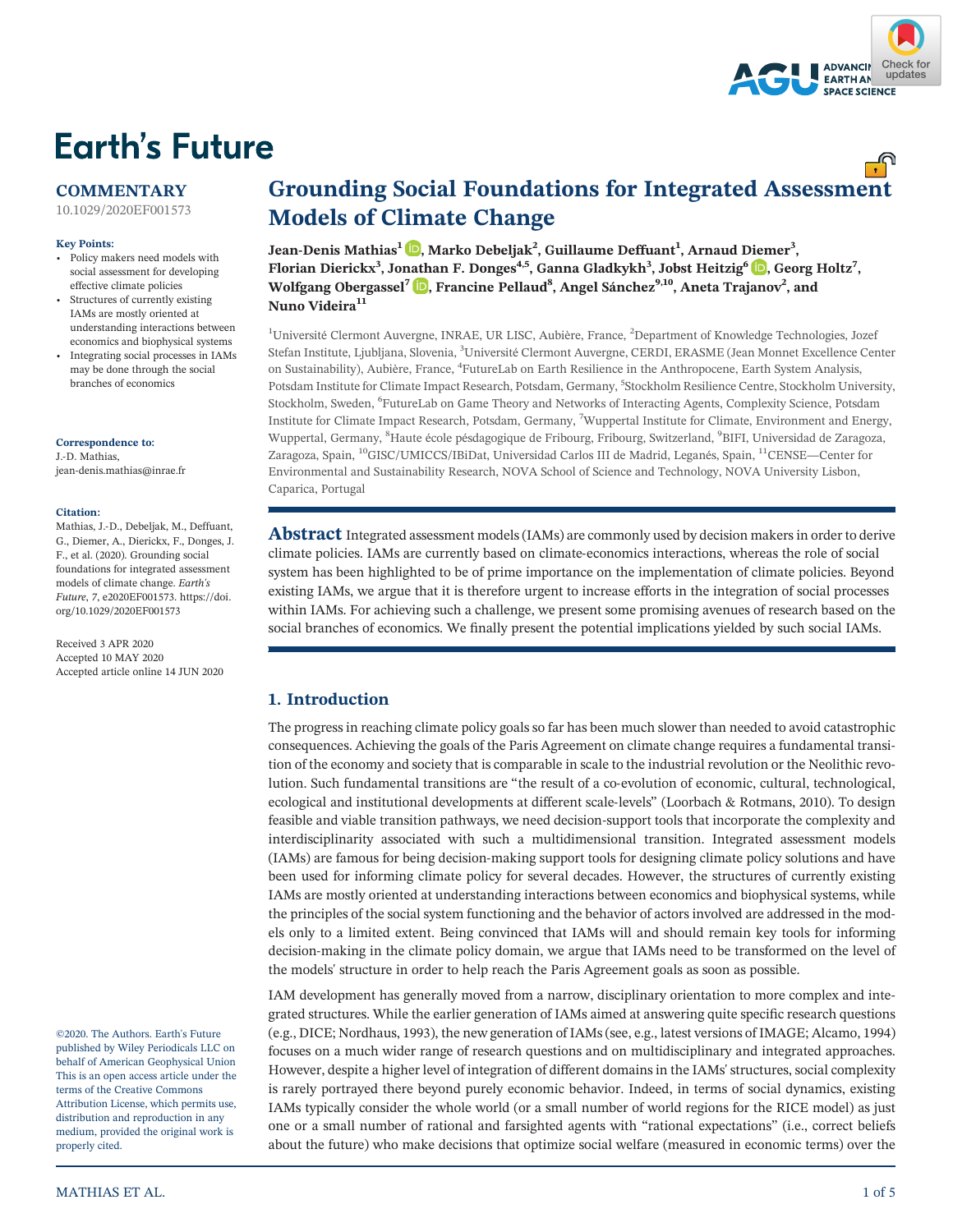Earth's Future

**COMMENTARY**

10.1029/2020EF001573

**Key Points:**

- Policy makers need models with social assessment for developing effective climate policies
- Structures of currently existing IAMs are mostly oriented at understanding interactions between economics and biophysical systems
- Integrating social processes in IAMs may be done through the social branches of economics

**Correspondence to:**
J.-D. Mathias,
jean-denis.mathias@inrae.fr

**Citation:**
Mathias, J.-D., Debeljak, M., Deffuant, G., Diemer, A., Dierickx, F., Donges, J. F., et al. (2020). Grounding social foundations for integrated assessment models of climate change. *Earth's Future*, *7*, e2020EF001573. https://doi.org/10.1029/2020EF001573

Received 3 APR 2020
Accepted 10 MAY 2020
Accepted article online 14 JUN 2020

©2020. The Authors. Earth's Future published by Wiley Periodicals LLC on behalf of American Geophysical Union This is an open access article under the terms of the Creative Commons Attribution License, which permits use, distribution and reproduction in any medium, provided the original work is properly cited.

# Grounding Social Foundations for Integrated Assessment Models of Climate Change

**Jean-Denis Mathias[1], Marko Debeljak[2], Guillaume Deffuant[1], Arnaud Diemer[3], Florian Dierickx[3], Jonathan F. Donges[4,5], Ganna Gladkykh[3], Jobst Heitzig[6], Georg Holtz[7], Wolfgang Obergassel[7], Francine Pellaud[8], Angel Sánchez[9,10], Aneta Trajanov[2], and Nuno Videira[11]**

[1]Université Clermont Auvergne, INRAE, UR LISC, Aubière, France, [2]Department of Knowledge Technologies, Jozef Stefan Institute, Ljubljana, Slovenia, [3]Université Clermont Auvergne, CERDI, ERASME (Jean Monnet Excellence Center on Sustainability), Aubière, France, [4]FutureLab on Earth Resilience in the Anthropocene, Earth System Analysis, Potsdam Institute for Climate Impact Research, Potsdam, Germany, [5]Stockholm Resilience Centre, Stockholm University, Stockholm, Sweden, [6]FutureLab on Game Theory and Networks of Interacting Agents, Complexity Science, Potsdam Institute for Climate Impact Research, Potsdam, Germany, [7]Wuppertal Institute for Climate, Environment and Energy, Wuppertal, Germany, [8]Haute école pésdagogique de Fribourg, Fribourg, Switzerland, [9]BIFI, Universidad de Zaragoza, Zaragoza, Spain, [10]GISC/UMICCS/IBiDat, Universidad Carlos III de Madrid, Leganés, Spain, [11]CENSE—Center for Environmental and Sustainability Research, NOVA School of Science and Technology, NOVA University Lisbon, Caparica, Portugal

**Abstract** Integrated assessment models (IAMs) are commonly used by decision makers in order to derive climate policies. IAMs are currently based on climate-economics interactions, whereas the role of social system has been highlighted to be of prime importance on the implementation of climate policies. Beyond existing IAMs, we argue that it is therefore urgent to increase efforts in the integration of social processes within IAMs. For achieving such a challenge, we present some promising avenues of research based on the social branches of economics. We finally present the potential implications yielded by such social IAMs.

## 1. Introduction

The progress in reaching climate policy goals so far has been much slower than needed to avoid catastrophic consequences. Achieving the goals of the Paris Agreement on climate change requires a fundamental transition of the economy and society that is comparable in scale to the industrial revolution or the Neolithic revolution. Such fundamental transitions are "the result of a co-evolution of economic, cultural, technological, ecological and institutional developments at different scale-levels" (Loorbach & Rotmans, 2010). To design feasible and viable transition pathways, we need decision-support tools that incorporate the complexity and interdisciplinarity associated with such a multidimensional transition. Integrated assessment models (IAMs) are famous for being decision-making support tools for designing climate policy solutions and have been used for informing climate policy for several decades. However, the structures of currently existing IAMs are mostly oriented at understanding interactions between economics and biophysical systems, while the principles of the social system functioning and the behavior of actors involved are addressed in the models only to a limited extent. Being convinced that IAMs will and should remain key tools for informing decision-making in the climate policy domain, we argue that IAMs need to be transformed on the level of the models' structure in order to help reach the Paris Agreement goals as soon as possible.

IAM development has generally moved from a narrow, disciplinary orientation to more complex and integrated structures. While the earlier generation of IAMs aimed at answering quite specific research questions (e.g., DICE; Nordhaus, 1993), the new generation of IAMs (see, e.g., latest versions of IMAGE; Alcamo, 1994) focuses on a much wider range of research questions and on multidisciplinary and integrated approaches. However, despite a higher level of integration of different domains in the IAMs' structures, social complexity is rarely portrayed there beyond purely economic behavior. Indeed, in terms of social dynamics, existing IAMs typically consider the whole world (or a small number of world regions for the RICE model) as just one or a small number of rational and farsighted agents with "rational expectations" (i.e., correct beliefs about the future) who make decisions that optimize social welfare (measured in economic terms) over the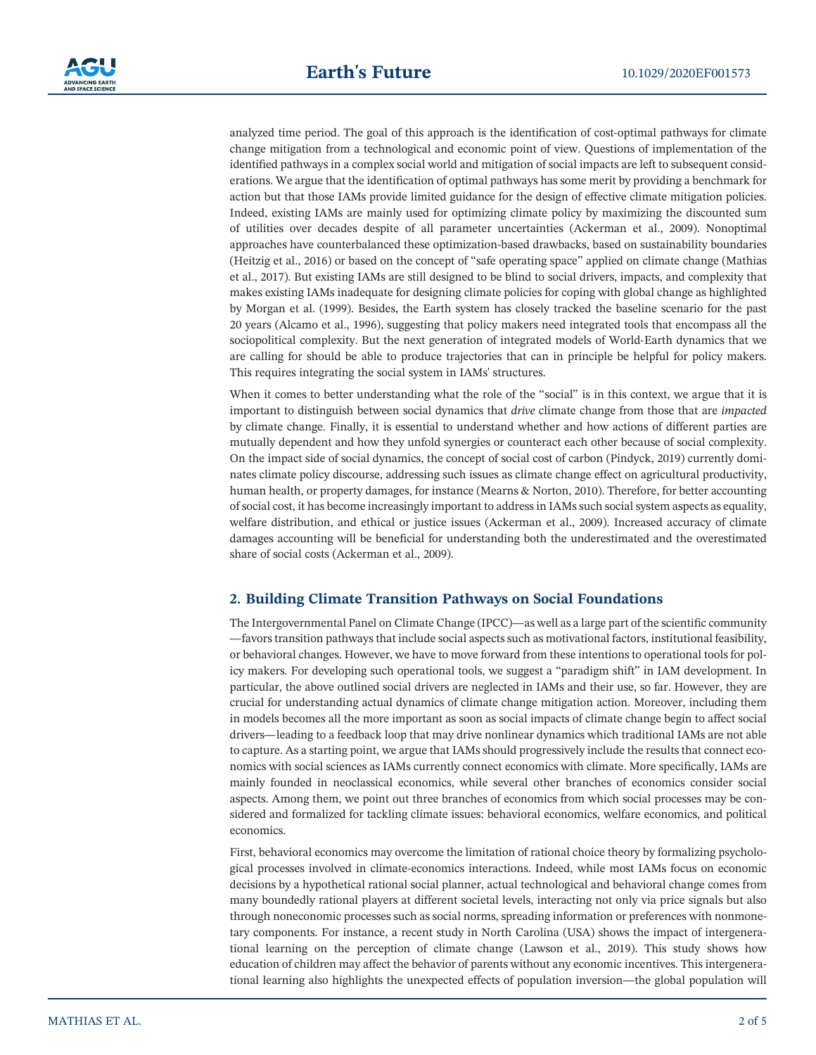analyzed time period. The goal of this approach is the identification of cost-optimal pathways for climate change mitigation from a technological and economic point of view. Questions of implementation of the identified pathways in a complex social world and mitigation of social impacts are left to subsequent considerations. We argue that the identification of optimal pathways has some merit by providing a benchmark for action but that those IAMs provide limited guidance for the design of effective climate mitigation policies. Indeed, existing IAMs are mainly used for optimizing climate policy by maximizing the discounted sum of utilities over decades despite of all parameter uncertainties (Ackerman et al., 2009). Nonoptimal approaches have counterbalanced these optimization-based drawbacks, based on sustainability boundaries (Heitzig et al., 2016) or based on the concept of "safe operating space" applied on climate change (Mathias et al., 2017). But existing IAMs are still designed to be blind to social drivers, impacts, and complexity that makes existing IAMs inadequate for designing climate policies for coping with global change as highlighted by Morgan et al. (1999). Besides, the Earth system has closely tracked the baseline scenario for the past 20 years (Alcamo et al., 1996), suggesting that policy makers need integrated tools that encompass all the sociopolitical complexity. But the next generation of integrated models of World-Earth dynamics that we are calling for should be able to produce trajectories that can in principle be helpful for policy makers. This requires integrating the social system in IAMs' structures.

When it comes to better understanding what the role of the "social" is in this context, we argue that it is important to distinguish between social dynamics that *drive* climate change from those that are *impacted* by climate change. Finally, it is essential to understand whether and how actions of different parties are mutually dependent and how they unfold synergies or counteract each other because of social complexity. On the impact side of social dynamics, the concept of social cost of carbon (Pindyck, 2019) currently dominates climate policy discourse, addressing such issues as climate change effect on agricultural productivity, human health, or property damages, for instance (Mearns & Norton, 2010). Therefore, for better accounting of social cost, it has become increasingly important to address in IAMs such social system aspects as equality, welfare distribution, and ethical or justice issues (Ackerman et al., 2009). Increased accuracy of climate damages accounting will be beneficial for understanding both the underestimated and the overestimated share of social costs (Ackerman et al., 2009).

## 2. Building Climate Transition Pathways on Social Foundations

The Intergovernmental Panel on Climate Change (IPCC)—as well as a large part of the scientific community—favors transition pathways that include social aspects such as motivational factors, institutional feasibility, or behavioral changes. However, we have to move forward from these intentions to operational tools for policy makers. For developing such operational tools, we suggest a "paradigm shift" in IAM development. In particular, the above outlined social drivers are neglected in IAMs and their use, so far. However, they are crucial for understanding actual dynamics of climate change mitigation action. Moreover, including them in models becomes all the more important as soon as social impacts of climate change begin to affect social drivers—leading to a feedback loop that may drive nonlinear dynamics which traditional IAMs are not able to capture. As a starting point, we argue that IAMs should progressively include the results that connect economics with social sciences as IAMs currently connect economics with climate. More specifically, IAMs are mainly founded in neoclassical economics, while several other branches of economics consider social aspects. Among them, we point out three branches of economics from which social processes may be considered and formalized for tackling climate issues: behavioral economics, welfare economics, and political economics.

First, behavioral economics may overcome the limitation of rational choice theory by formalizing psychological processes involved in climate-economics interactions. Indeed, while most IAMs focus on economic decisions by a hypothetical rational social planner, actual technological and behavioral change comes from many boundedly rational players at different societal levels, interacting not only via price signals but also through noneconomic processes such as social norms, spreading information or preferences with nonmonetary components. For instance, a recent study in North Carolina (USA) shows the impact of intergenerational learning on the perception of climate change (Lawson et al., 2019). This study shows how education of children may affect the behavior of parents without any economic incentives. This intergenerational learning also highlights the unexpected effects of population inversion—the global population will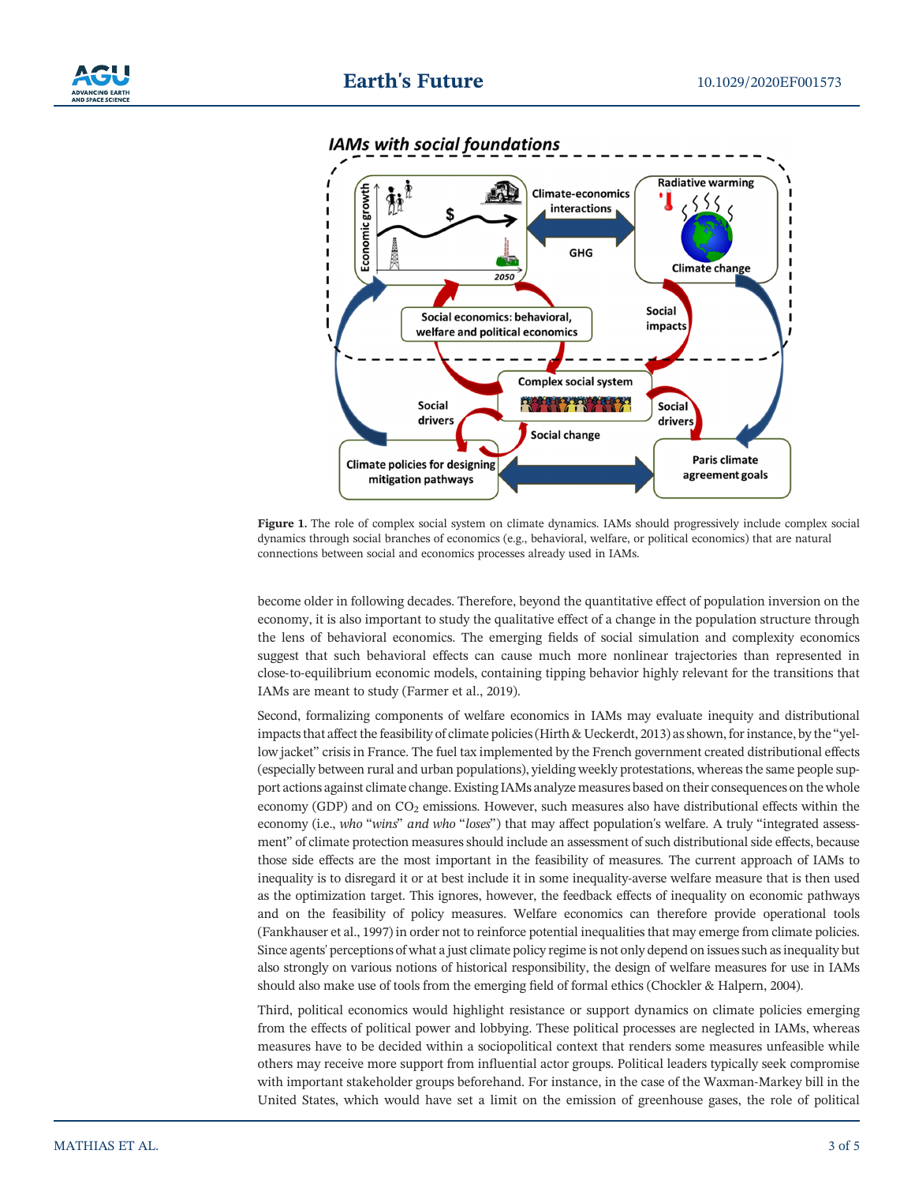Figure 1. The role of complex social system on climate dynamics. IAMs should progressively include complex social dynamics through social branches of economics (e.g., behavioral, welfare, or political economics) that are natural connections between social and economics processes already used in IAMs.

become older in following decades. Therefore, beyond the quantitative effect of population inversion on the economy, it is also important to study the qualitative effect of a change in the population structure through the lens of behavioral economics. The emerging fields of social simulation and complexity economics suggest that such behavioral effects can cause much more nonlinear trajectories than represented in close-to-equilibrium economic models, containing tipping behavior highly relevant for the transitions that IAMs are meant to study (Farmer et al., 2019).

Second, formalizing components of welfare economics in IAMs may evaluate inequity and distributional impacts that affect the feasibility of climate policies (Hirth & Ueckerdt, 2013) as shown, for instance, by the "yellow jacket" crisis in France. The fuel tax implemented by the French government created distributional effects (especially between rural and urban populations), yielding weekly protestations, whereas the same people support actions against climate change. Existing IAMs analyze measures based on their consequences on the whole economy (GDP) and on $CO_2$ emissions. However, such measures also have distributional effects within the economy (i.e., *who "wins" and who "loses"*) that may affect population's welfare. A truly "integrated assessment" of climate protection measures should include an assessment of such distributional side effects, because those side effects are the most important in the feasibility of measures. The current approach of IAMs to inequality is to disregard it or at best include it in some inequality-averse welfare measure that is then used as the optimization target. This ignores, however, the feedback effects of inequality on economic pathways and on the feasibility of policy measures. Welfare economics can therefore provide operational tools (Fankhauser et al., 1997) in order not to reinforce potential inequalities that may emerge from climate policies. Since agents' perceptions of what a just climate policy regime is not only depend on issues such as inequality but also strongly on various notions of historical responsibility, the design of welfare measures for use in IAMs should also make use of tools from the emerging field of formal ethics (Chockler & Halpern, 2004).

Third, political economics would highlight resistance or support dynamics on climate policies emerging from the effects of political power and lobbying. These political processes are neglected in IAMs, whereas measures have to be decided within a sociopolitical context that renders some measures unfeasible while others may receive more support from influential actor groups. Political leaders typically seek compromise with important stakeholder groups beforehand. For instance, in the case of the Waxman-Markey bill in the United States, which would have set a limit on the emission of greenhouse gases, the role of political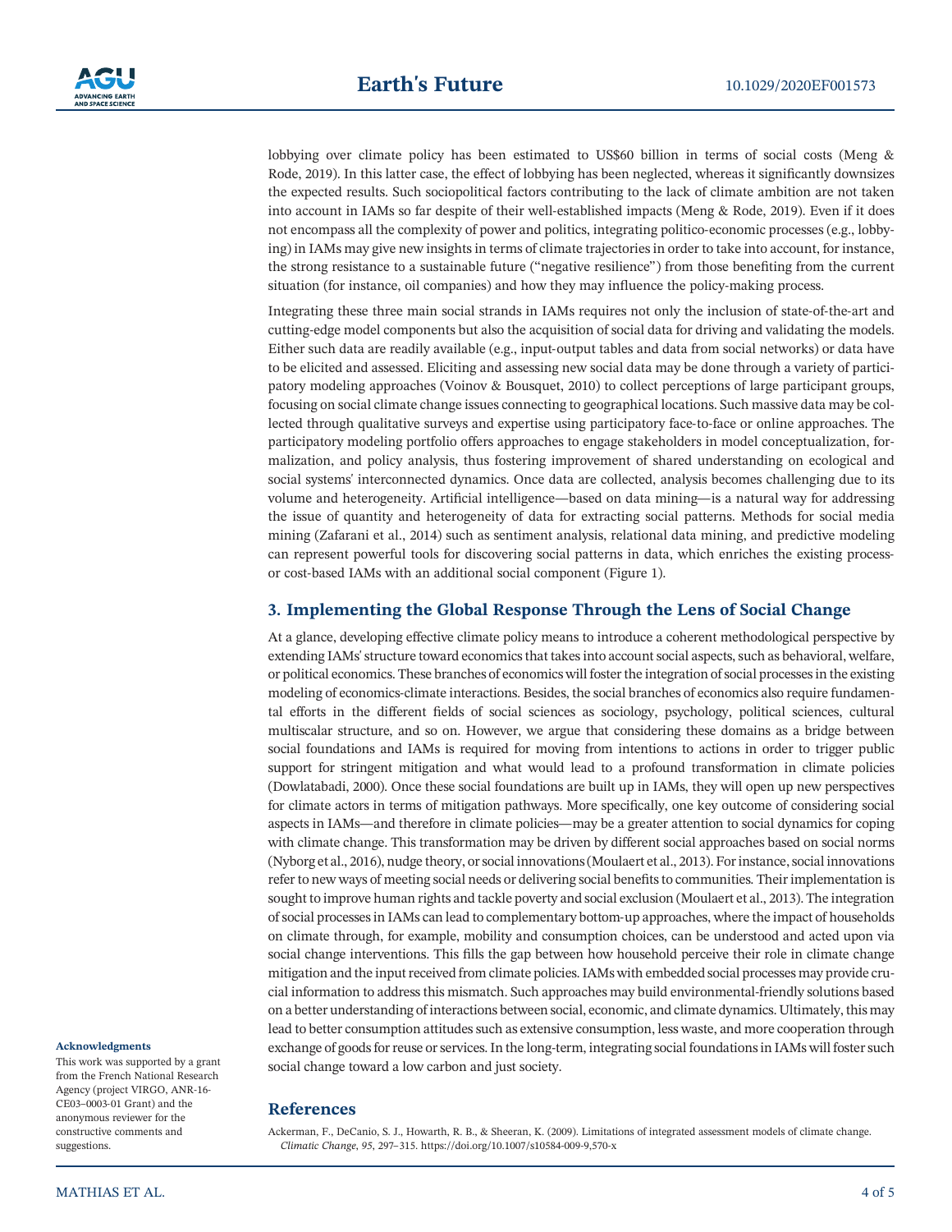lobbying over climate policy has been estimated to US$60 billion in terms of social costs (Meng & Rode, 2019). In this latter case, the effect of lobbying has been neglected, whereas it significantly downsizes the expected results. Such sociopolitical factors contributing to the lack of climate ambition are not taken into account in IAMs so far despite of their well-established impacts (Meng & Rode, 2019). Even if it does not encompass all the complexity of power and politics, integrating politico-economic processes (e.g., lobbying) in IAMs may give new insights in terms of climate trajectories in order to take into account, for instance, the strong resistance to a sustainable future ("negative resilience") from those benefiting from the current situation (for instance, oil companies) and how they may influence the policy-making process.

Integrating these three main social strands in IAMs requires not only the inclusion of state-of-the-art and cutting-edge model components but also the acquisition of social data for driving and validating the models. Either such data are readily available (e.g., input-output tables and data from social networks) or data have to be elicited and assessed. Eliciting and assessing new social data may be done through a variety of participatory modeling approaches (Voinov & Bousquet, 2010) to collect perceptions of large participant groups, focusing on social climate change issues connecting to geographical locations. Such massive data may be collected through qualitative surveys and expertise using participatory face-to-face or online approaches. The participatory modeling portfolio offers approaches to engage stakeholders in model conceptualization, formalization, and policy analysis, thus fostering improvement of shared understanding on ecological and social systems' interconnected dynamics. Once data are collected, analysis becomes challenging due to its volume and heterogeneity. Artificial intelligence—based on data mining—is a natural way for addressing the issue of quantity and heterogeneity of data for extracting social patterns. Methods for social media mining (Zafarani et al., 2014) such as sentiment analysis, relational data mining, and predictive modeling can represent powerful tools for discovering social patterns in data, which enriches the existing process- or cost-based IAMs with an additional social component (Figure 1).

## 3. Implementing the Global Response Through the Lens of Social Change

At a glance, developing effective climate policy means to introduce a coherent methodological perspective by extending IAMs' structure toward economics that takes into account social aspects, such as behavioral, welfare, or political economics. These branches of economics will foster the integration of social processes in the existing modeling of economics-climate interactions. Besides, the social branches of economics also require fundamental efforts in the different fields of social sciences as sociology, psychology, political sciences, cultural multiscalar structure, and so on. However, we argue that considering these domains as a bridge between social foundations and IAMs is required for moving from intentions to actions in order to trigger public support for stringent mitigation and what would lead to a profound transformation in climate policies (Dowlatabadi, 2000). Once these social foundations are built up in IAMs, they will open up new perspectives for climate actors in terms of mitigation pathways. More specifically, one key outcome of considering social aspects in IAMs—and therefore in climate policies—may be a greater attention to social dynamics for coping with climate change. This transformation may be driven by different social approaches based on social norms (Nyborg et al., 2016), nudge theory, or social innovations (Moulaert et al., 2013). For instance, social innovations refer to new ways of meeting social needs or delivering social benefits to communities. Their implementation is sought to improve human rights and tackle poverty and social exclusion (Moulaert et al., 2013). The integration of social processes in IAMs can lead to complementary bottom-up approaches, where the impact of households on climate through, for example, mobility and consumption choices, can be understood and acted upon via social change interventions. This fills the gap between how household perceive their role in climate change mitigation and the input received from climate policies. IAMs with embedded social processes may provide crucial information to address this mismatch. Such approaches may build environmental-friendly solutions based on a better understanding of interactions between social, economic, and climate dynamics. Ultimately, this may lead to better consumption attitudes such as extensive consumption, less waste, and more cooperation through exchange of goods for reuse or services. In the long-term, integrating social foundations in IAMs will foster such social change toward a low carbon and just society.

#### Acknowledgments

This work was supported by a grant from the French National Research Agency (project VIRGO, ANR-16-CE03–0003-01 Grant) and the anonymous reviewer for the constructive comments and suggestions.

## References

Ackerman, F., DeCanio, S. J., Howarth, R. B., & Sheeran, K. (2009). Limitations of integrated assessment models of climate change. *Climatic Change*, *95*, 297–315. https://doi.org/10.1007/s10584-009-9,570-x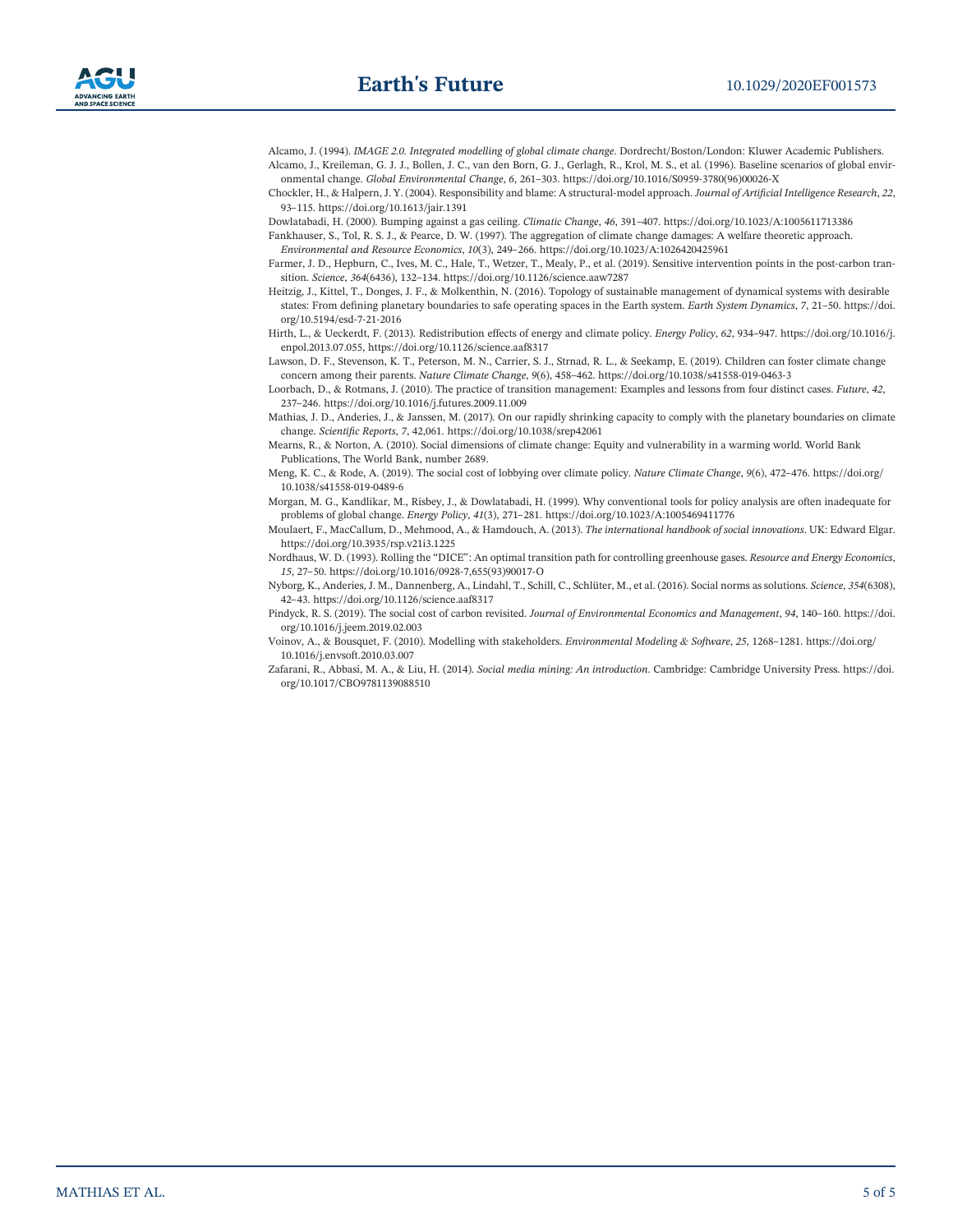Alcamo, J. (1994). *IMAGE 2.0. Integrated modelling of global climate change*. Dordrecht/Boston/London: Kluwer Academic Publishers.

Alcamo, J., Kreileman, G. J. J., Bollen, J. C., van den Born, G. J., Gerlagh, R., Krol, M. S., et al. (1996). Baseline scenarios of global environmental change. *Global Environmental Change*, *6*, 261–303. https://doi.org/10.1016/S0959-3780(96)00026-X

Chockler, H., & Halpern, J. Y. (2004). Responsibility and blame: A structural-model approach. *Journal of Artificial Intelligence Research*, *22*, 93–115. https://doi.org/10.1613/jair.1391

Dowlatabadi, H. (2000). Bumping against a gas ceiling. *Climatic Change*, *46*, 391–407. https://doi.org/10.1023/A:1005611713386

Fankhauser, S., Tol, R. S. J., & Pearce, D. W. (1997). The aggregation of climate change damages: A welfare theoretic approach. *Environmental and Resource Economics*, *10*(3), 249–266. https://doi.org/10.1023/A:1026420425961

Farmer, J. D., Hepburn, C., Ives, M. C., Hale, T., Wetzer, T., Mealy, P., et al. (2019). Sensitive intervention points in the post-carbon transition. *Science*, *364*(6436), 132–134. https://doi.org/10.1126/science.aaw7287

Heitzig, J., Kittel, T., Donges, J. F., & Molkenthin, N. (2016). Topology of sustainable management of dynamical systems with desirable states: From defining planetary boundaries to safe operating spaces in the Earth system. *Earth System Dynamics*, *7*, 21–50. https://doi.org/10.5194/esd-7-21-2016

Hirth, L., & Ueckerdt, F. (2013). Redistribution effects of energy and climate policy. *Energy Policy*, *62*, 934–947. https://doi.org/10.1016/j.enpol.2013.07.055, https://doi.org/10.1126/science.aaf8317

Lawson, D. F., Stevenson, K. T., Peterson, M. N., Carrier, S. J., Strnad, R. L., & Seekamp, E. (2019). Children can foster climate change concern among their parents. *Nature Climate Change*, *9*(6), 458–462. https://doi.org/10.1038/s41558-019-0463-3

Loorbach, D., & Rotmans, J. (2010). The practice of transition management: Examples and lessons from four distinct cases. *Future*, *42*, 237–246. https://doi.org/10.1016/j.futures.2009.11.009

Mathias, J. D., Anderies, J., & Janssen, M. (2017). On our rapidly shrinking capacity to comply with the planetary boundaries on climate change. *Scientific Reports*, *7*, 42,061. https://doi.org/10.1038/srep42061

Mearns, R., & Norton, A. (2010). Social dimensions of climate change: Equity and vulnerability in a warming world. World Bank Publications, The World Bank, number 2689.

Meng, K. C., & Rode, A. (2019). The social cost of lobbying over climate policy. *Nature Climate Change*, *9*(6), 472–476. https://doi.org/10.1038/s41558-019-0489-6

Morgan, M. G., Kandlikar, M., Risbey, J., & Dowlatabadi, H. (1999). Why conventional tools for policy analysis are often inadequate for problems of global change. *Energy Policy*, *41*(3), 271–281. https://doi.org/10.1023/A:1005469411776

Moulaert, F., MacCallum, D., Mehmood, A., & Hamdouch, A. (2013). *The international handbook of social innovations*. UK: Edward Elgar. https://doi.org/10.3935/rsp.v21i3.1225

Nordhaus, W. D. (1993). Rolling the "DICE": An optimal transition path for controlling greenhouse gases. *Resource and Energy Economics*, *15*, 27–50. https://doi.org/10.1016/0928-7,655(93)90017-O

Nyborg, K., Anderies, J. M., Dannenberg, A., Lindahl, T., Schill, C., Schlüter, M., et al. (2016). Social norms as solutions. *Science*, *354*(6308), 42–43. https://doi.org/10.1126/science.aaf8317

Pindyck, R. S. (2019). The social cost of carbon revisited. *Journal of Environmental Economics and Management*, *94*, 140–160. https://doi.org/10.1016/j.jeem.2019.02.003

Voinov, A., & Bousquet, F. (2010). Modelling with stakeholders. *Environmental Modeling & Software*, *25*, 1268–1281. https://doi.org/10.1016/j.envsoft.2010.03.007

Zafarani, R., Abbasi, M. A., & Liu, H. (2014). *Social media mining: An introduction*. Cambridge: Cambridge University Press. https://doi.org/10.1017/CBO9781139088510